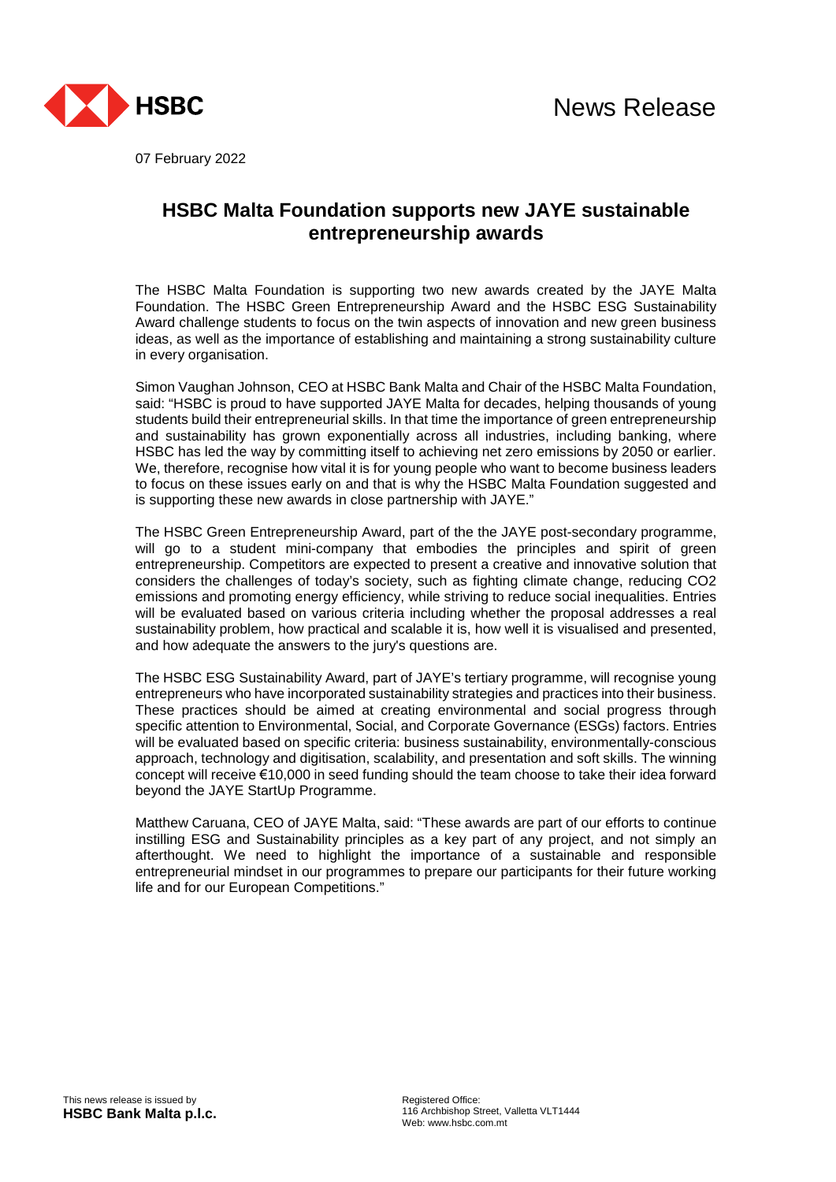News Release

07 February 2022

# HSBC Malta Foundation supports new JAYE sustainable entrepreneurship awards

The HSBC Malta Foundation is supporting two new awards created by the JAYE Malta Foundation. The HSBC Green Entrepreneurship Award and the HSBC ESG Sustainability Award challenge students to focus on the twin aspects of innovation and new green business ideas, as well as the importance of establishing and maintaining a strong sustainability culture in every organisation.

Simon Vaughan Johnson, CEO at HSBC Bank Malta and Chair of the HSBC Malta Foundation, said: "HSBC is proud to have supported JAYE Malta for decades, helping thousands of young students build their entrepreneurial skills. In that time the importance of green entrepreneurship and sustainability has grown exponentially across all industries, including banking, where HSBC has led the way by committing itself to achieving net zero emissions by 2050 or earlier. We, therefore, recognise how vital it is for young people who want to become business leaders to focus on these issues early on and that is why the HSBC Malta Foundation suggested and is supporting these new awards in close partnership with JAYE."

The HSBC Green Entrepreneurship Award, part of the the JAYE post-secondary programme, will go to a student mini-company that embodies the principles and spirit of green entrepreneurship. Competitors are expected to present a creative and innovative solution that considers the challenges of today's society, such as fighting climate change, reducing CO2 emissions and promoting energy efficiency, while striving to reduce social inequalities. Entries will be evaluated based on various criteria including whether the proposal addresses a real sustainability problem, how practical and scalable it is, how well it is visualised and presented, and how adequate the answers to the jury's questions are.

The HSBC ESG Sustainability Award, part of JAYE's tertiary programme, will recognise young entrepreneurs who have incorporated sustainability strategies and practices into their business. These practices should be aimed at creating environmental and social progress through specific attention to Environmental, Social, and Corporate Governance (ESGs) factors. Entries will be evaluated based on specific criteria: business sustainability, environmentally-conscious approach, technology and digitisation, scalability, and presentation and soft skills. The winning concept will receive €10,000 in seed funding should the team choose to take their idea forward beyond the JAYE StartUp Programme.

Matthew Caruana, CEO of JAYE Malta, said: "These awards are part of our efforts to continue instilling ESG and Sustainability principles as a key part of any project, and not simply an afterthought. We need to highlight the importance of a sustainable and responsible entrepreneurial mindset in our programmes to prepare our participants for their future working life and for our European Competitions."

This news release is issued by
**HSBC Bank Malta p.l.c.**

Registered Office:
116 Archbishop Street, Valletta VLT1444
Web: www.hsbc.com.mt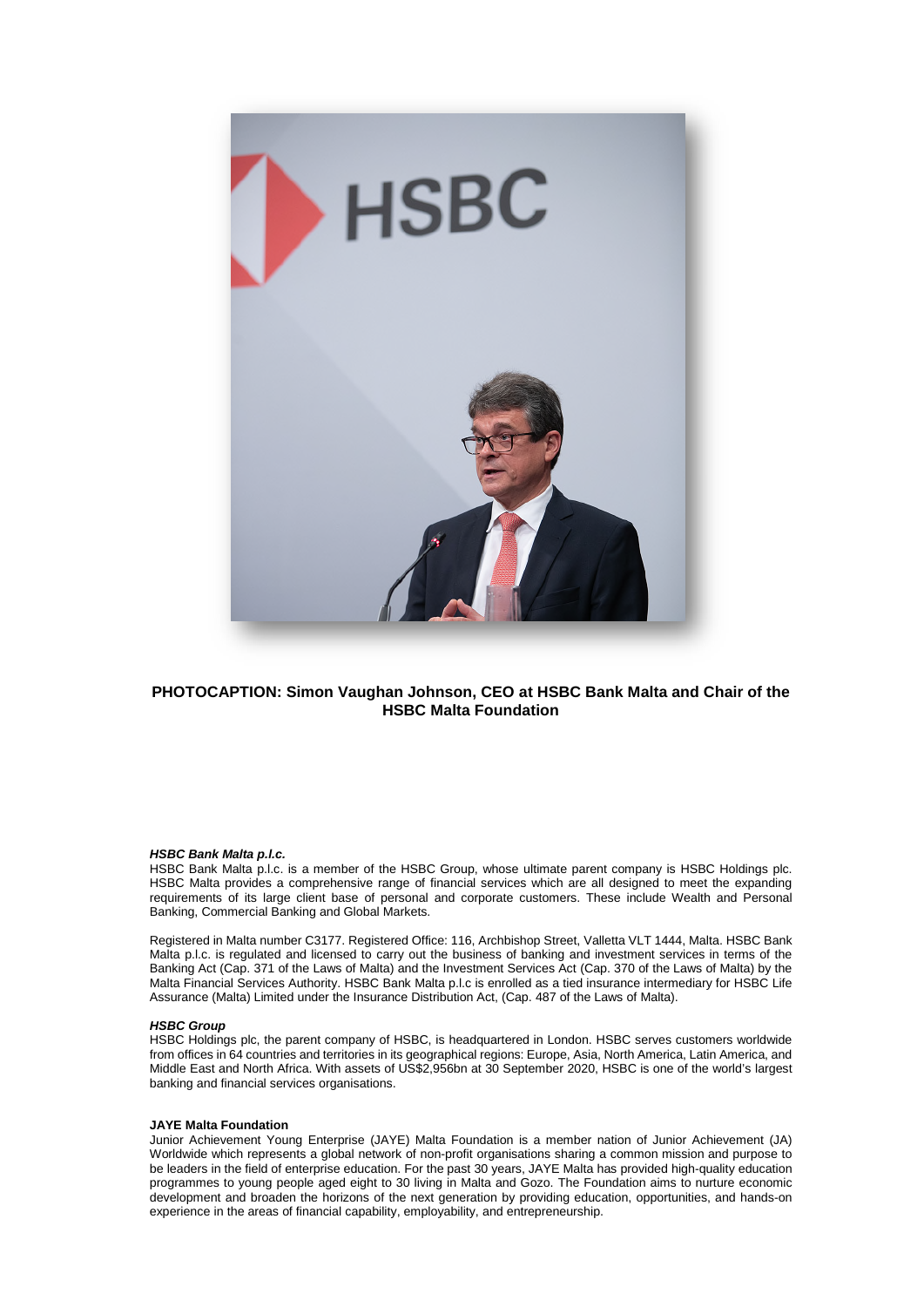**PHOTOCAPTION: Simon Vaughan Johnson, CEO at HSBC Bank Malta and Chair of the HSBC Malta Foundation**

***HSBC Bank Malta p.l.c.***

HSBC Bank Malta p.l.c. is a member of the HSBC Group, whose ultimate parent company is HSBC Holdings plc. HSBC Malta provides a comprehensive range of financial services which are all designed to meet the expanding requirements of its large client base of personal and corporate customers. These include Wealth and Personal Banking, Commercial Banking and Global Markets.

Registered in Malta number C3177. Registered Office: 116, Archbishop Street, Valletta VLT 1444, Malta. HSBC Bank Malta p.l.c. is regulated and licensed to carry out the business of banking and investment services in terms of the Banking Act (Cap. 371 of the Laws of Malta) and the Investment Services Act (Cap. 370 of the Laws of Malta) by the Malta Financial Services Authority. HSBC Bank Malta p.l.c is enrolled as a tied insurance intermediary for HSBC Life Assurance (Malta) Limited under the Insurance Distribution Act, (Cap. 487 of the Laws of Malta).

***HSBC Group***

HSBC Holdings plc, the parent company of HSBC, is headquartered in London. HSBC serves customers worldwide from offices in 64 countries and territories in its geographical regions: Europe, Asia, North America, Latin America, and Middle East and North Africa. With assets of US$2,956bn at 30 September 2020, HSBC is one of the world's largest banking and financial services organisations.

**JAYE Malta Foundation**

Junior Achievement Young Enterprise (JAYE) Malta Foundation is a member nation of Junior Achievement (JA) Worldwide which represents a global network of non-profit organisations sharing a common mission and purpose to be leaders in the field of enterprise education. For the past 30 years, JAYE Malta has provided high-quality education programmes to young people aged eight to 30 living in Malta and Gozo. The Foundation aims to nurture economic development and broaden the horizons of the next generation by providing education, opportunities, and hands-on experience in the areas of financial capability, employability, and entrepreneurship.